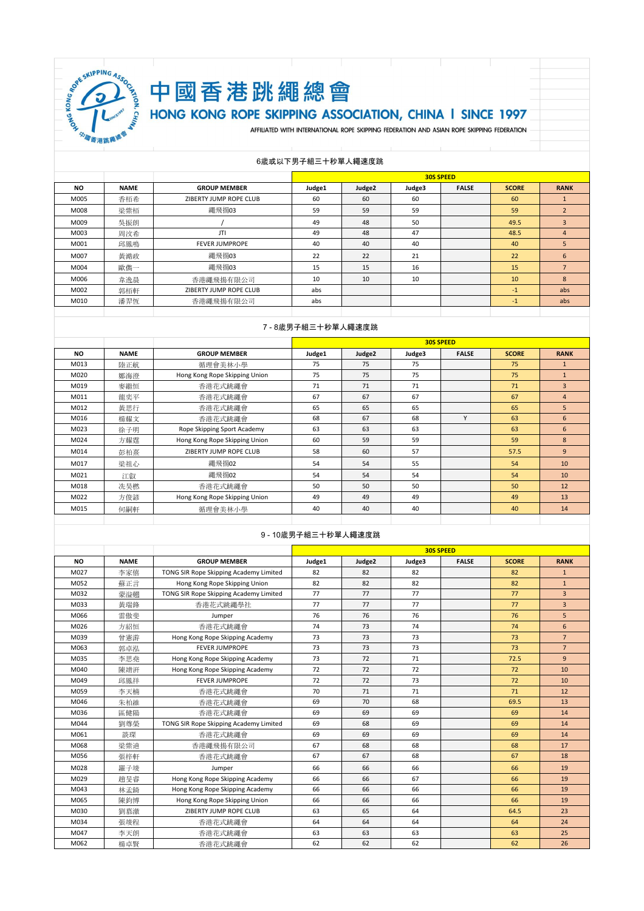# 中國香港跳繩總會

## HONG KONG ROPE SKIPPING ASSOCIATION, CHINA | SINCE 1997

AFFILIATED WITH INTERNATIONAL ROPE SKIPPING FEDERATION AND ASIAN ROPE SKIPPING FEDERATION

### 6歲或以下男子組三十秒單人繩速度跳

| | | | 30S SPEED | | | | | |
|---|---|---|---|---|---|---|---|---|
| NO | NAME | GROUP MEMBER | Judge1 | Judge2 | Judge3 | FALSE | SCORE | RANK |
| M005 | 香栢希 | ZIBERTY JUMP ROPE CLUB | 60 | 60 | 60 | | 60 | 1 |
| M008 | 梁紫栢 | 繩飛揚03 | 59 | 59 | 59 | | 59 | 2 |
| M009 | 吳振朗 | / | 49 | 48 | 50 | | 49.5 | 3 |
| M003 | 周汶希 | JTI | 49 | 48 | 47 | | 48.5 | 4 |
| M001 | 邱鳳鳴 | FEVER JUMPROPE | 40 | 40 | 40 | | 40 | 5 |
| M007 | 黃澔政 | 繩飛揚03 | 22 | 22 | 21 | | 22 | 6 |
| M004 | 歐僑一 | 繩飛揚03 | 15 | 15 | 16 | | 15 | 7 |
| M006 | 韋逸晨 | 香港繩飛揚有限公司 | 10 | 10 | 10 | | 10 | 8 |
| M002 | 郭栢軒 | ZIBERTY JUMP ROPE CLUB | abs | | | | -1 | abs |
| M010 | 潘羿恆 | 香港繩飛揚有限公司 | abs | | | | -1 | abs |

### 7 - 8歲男子組三十秒單人繩速度跳

| | | | 30S SPEED | | | | | |
|---|---|---|---|---|---|---|---|---|
| NO | NAME | GROUP MEMBER | Judge1 | Judge2 | Judge3 | FALSE | SCORE | RANK |
| M013 | 陸正航 | 循理會美林小學 | 75 | 75 | 75 | | 75 | 1 |
| M020 | 鄒海澄 | Hong Kong Rope Skipping Union | 75 | 75 | 75 | | 75 | 1 |
| M019 | 麥繼恒 | 香港花式跳繩會 | 71 | 71 | 71 | | 71 | 3 |
| M011 | 龍奕平 | 香港花式跳繩會 | 67 | 67 | 67 | | 67 | 4 |
| M012 | 黃思行 | 香港花式跳繩會 | 65 | 65 | 65 | | 65 | 5 |
| M016 | 楊耀文 | 香港花式跳繩會 | 68 | 67 | 68 | Y | 63 | 6 |
| M023 | 徐子明 | Rope Skipping Sport Academy | 63 | 63 | 63 | | 63 | 6 |
| M024 | 方耀霆 | Hong Kong Rope Skipping Union | 60 | 59 | 59 | | 59 | 8 |
| M014 | 彭柏熹 | ZIBERTY JUMP ROPE CLUB | 58 | 60 | 57 | | 57.5 | 9 |
| M017 | 梁祖心 | 繩飛揚02 | 54 | 54 | 55 | | 54 | 10 |
| M021 | 江叡 | 繩飛揚02 | 54 | 54 | 54 | | 54 | 10 |
| M018 | 冼昊樑 | 香港花式跳繩會 | 50 | 50 | 50 | | 50 | 12 |
| M022 | 方俊諺 | Hong Kong Rope Skipping Union | 49 | 49 | 49 | | 49 | 13 |
| M015 | 何嗣軒 | 循理會美林小學 | 40 | 40 | 40 | | 40 | 14 |

### 9 - 10歲男子組三十秒單人繩速度跳

| | | | 30S SPEED | | | | | |
|---|---|---|---|---|---|---|---|---|
| NO | NAME | GROUP MEMBER | Judge1 | Judge2 | Judge3 | FALSE | SCORE | RANK |
| M027 | 李家僖 | TONG SIR Rope Skipping Academy Limited | 82 | 82 | 82 | | 82 | 1 |
| M052 | 蘇正言 | Hong Kong Rope Skipping Union | 82 | 82 | 82 | | 82 | 1 |
| M032 | 麥溢翹 | TONG SIR Rope Skipping Academy Limited | 77 | 77 | 77 | | 77 | 3 |
| M033 | 黃瑞鋒 | 香港花式跳繩學社 | 77 | 77 | 77 | | 77 | 3 |
| M066 | 雷傲斐 | Jumper | 76 | 76 | 76 | | 76 | 5 |
| M026 | 方紹恒 | 香港花式跳繩會 | 74 | 73 | 74 | | 74 | 6 |
| M039 | 曾憲滸 | Hong Kong Rope Skipping Academy | 73 | 73 | 73 | | 73 | 7 |
| M063 | 郭卓泓 | FEVER JUMPROPE | 73 | 73 | 73 | | 73 | 7 |
| M035 | 李思堯 | Hong Kong Rope Skipping Academy | 73 | 72 | 71 | | 72.5 | 9 |
| M040 | 陳靖洴 | Hong Kong Rope Skipping Academy | 72 | 72 | 72 | | 72 | 10 |
| M049 | 邱鳳祥 | FEVER JUMPROPE | 72 | 72 | 73 | | 72 | 10 |
| M059 | 李天楠 | 香港花式跳繩會 | 70 | 71 | 71 | | 71 | 12 |
| M046 | 朱柏維 | 香港花式跳繩會 | 69 | 70 | 68 | | 69.5 | 13 |
| M036 | 區健陽 | 香港花式跳繩會 | 69 | 69 | 69 | | 69 | 14 |
| M044 | 劉尊榮 | TONG SIR Rope Skipping Academy Limited | 69 | 68 | 69 | | 69 | 14 |
| M061 | 談琛 | 香港花式跳繩會 | 69 | 69 | 69 | | 69 | 14 |
| M068 | 梁紫迪 | 香港繩飛揚有限公司 | 67 | 68 | 68 | | 68 | 17 |
| M056 | 張梓軒 | 香港花式跳繩會 | 67 | 67 | 68 | | 67 | 18 |
| M028 | 羅子竣 | Jumper | 66 | 66 | 66 | | 66 | 19 |
| M029 | 趙旻睿 | Hong Kong Rope Skipping Academy | 66 | 66 | 67 | | 66 | 19 |
| M043 | 林孟錡 | Hong Kong Rope Skipping Academy | 66 | 66 | 66 | | 66 | 19 |
| M065 | 陳鈞博 | Hong Kong Rope Skipping Union | 66 | 66 | 66 | | 66 | 19 |
| M030 | 劉嘉澈 | ZIBERTY JUMP ROPE CLUB | 63 | 65 | 64 | | 64.5 | 23 |
| M034 | 張竣程 | 香港花式跳繩會 | 64 | 64 | 64 | | 64 | 24 |
| M047 | 李天朗 | 香港花式跳繩會 | 63 | 63 | 63 | | 63 | 25 |
| M062 | 楊卓賢 | 香港花式跳繩會 | 62 | 62 | 62 | | 62 | 26 |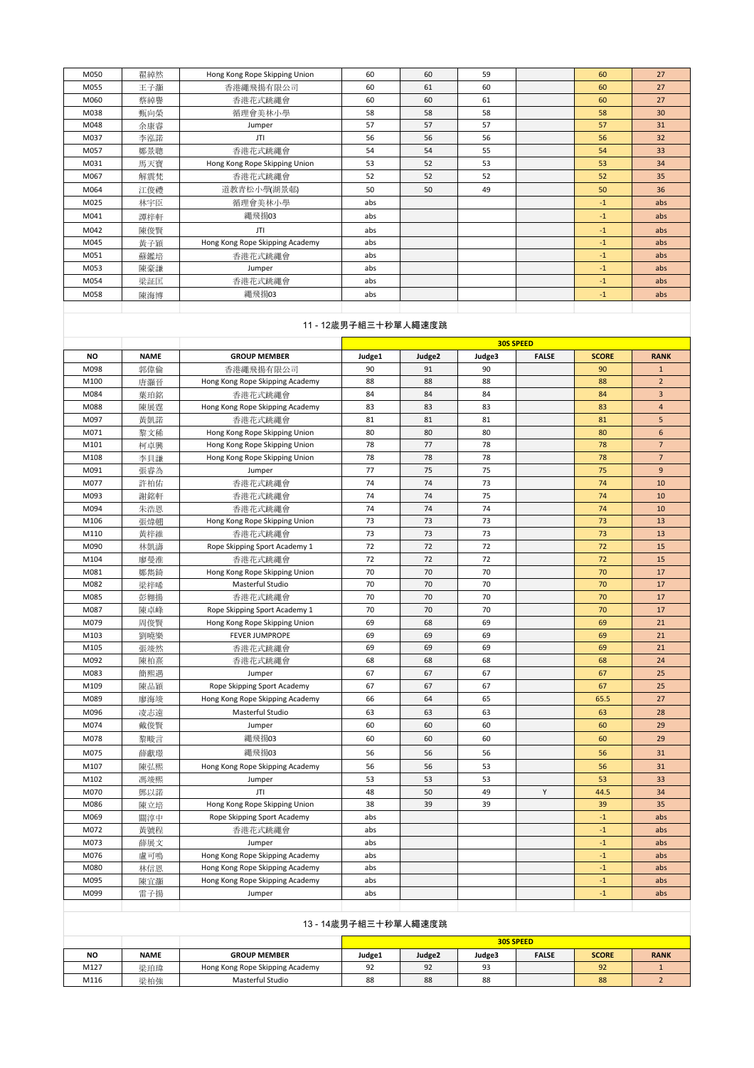| | | | | | | | | |
|---|---|---|---|---|---|---|---|---|
| M050 | 翟緯然 | Hong Kong Rope Skipping Union | 60 | 60 | 59 | | 60 | 27 |
| M055 | 王子灝 | 香港繩飛揚有限公司 | 60 | 61 | 60 | | 60 | 27 |
| M060 | 蔡緯譽 | 香港花式跳繩會 | 60 | 60 | 61 | | 60 | 27 |
| M038 | 甄向燊 | 循理會美林小學 | 58 | 58 | 58 | | 58 | 30 |
| M048 | 余康睿 | Jumper | 57 | 57 | 57 | | 57 | 31 |
| M037 | 李泓諾 | JTI | 56 | 56 | 56 | | 56 | 32 |
| M057 | 鄒景聰 | 香港花式跳繩會 | 54 | 54 | 55 | | 54 | 33 |
| M031 | 馬天寶 | Hong Kong Rope Skipping Union | 53 | 52 | 53 | | 53 | 34 |
| M067 | 解震梵 | 香港花式跳繩會 | 52 | 52 | 52 | | 52 | 35 |
| M064 | 江俊禮 | 道教青松小學(湖景邨) | 50 | 50 | 49 | | 50 | 36 |
| M025 | 林宇臣 | 循理會美林小學 | abs | | | | -1 | abs |
| M041 | 譚梓軒 | 繩飛揚03 | abs | | | | -1 | abs |
| M042 | 陳俊賢 | JTI | abs | | | | -1 | abs |
| M045 | 黃子穎 | Hong Kong Rope Skipping Academy | abs | | | | -1 | abs |
| M051 | 蘇鑑培 | 香港花式跳繩會 | abs | | | | -1 | abs |
| M053 | 陳豪謙 | Jumper | abs | | | | -1 | abs |
| M054 | 梁証匡 | 香港花式跳繩會 | abs | | | | -1 | abs |
| M058 | 陳海博 | 繩飛揚03 | abs | | | | -1 | abs |

## 11 - 12歲男子組三十秒單人繩速度跳

| | | | 30S SPEED | | | | | |
|---|---|---|---|---|---|---|---|---|
| **NO** | **NAME** | **GROUP MEMBER** | **Judge1** | **Judge2** | **Judge3** | **FALSE** | **SCORE** | **RANK** |
| M098 | 郭偉倫 | 香港繩飛揚有限公司 | 90 | 91 | 90 | | 90 | 1 |
| M100 | 唐灝晉 | Hong Kong Rope Skipping Academy | 88 | 88 | 88 | | 88 | 2 |
| M084 | 葉珀銘 | 香港花式跳繩會 | 84 | 84 | 84 | | 84 | 3 |
| M088 | 陳展霆 | Hong Kong Rope Skipping Academy | 83 | 83 | 83 | | 83 | 4 |
| M097 | 黃凱諾 | 香港花式跳繩會 | 81 | 81 | 81 | | 81 | 5 |
| M071 | 黎文稀 | Hong Kong Rope Skipping Union | 80 | 80 | 80 | | 80 | 6 |
| M101 | 柯卓興 | Hong Kong Rope Skipping Union | 78 | 77 | 78 | | 78 | 7 |
| M108 | 李貝謙 | Hong Kong Rope Skipping Union | 78 | 78 | 78 | | 78 | 7 |
| M091 | 張睿為 | Jumper | 77 | 75 | 75 | | 75 | 9 |
| M077 | 許柏佑 | 香港花式跳繩會 | 74 | 74 | 73 | | 74 | 10 |
| M093 | 謝銘軒 | 香港花式跳繩會 | 74 | 74 | 75 | | 74 | 10 |
| M094 | 朱浩恩 | 香港花式跳繩會 | 74 | 74 | 74 | | 74 | 10 |
| M106 | 張煒翹 | Hong Kong Rope Skipping Union | 73 | 73 | 73 | | 73 | 13 |
| M110 | 黃梓維 | 香港花式跳繩會 | 73 | 73 | 73 | | 73 | 13 |
| M090 | 林凱濤 | Rope Skipping Sport Academy 1 | 72 | 72 | 72 | | 72 | 15 |
| M104 | 廖旻淮 | 香港花式跳繩會 | 72 | 72 | 72 | | 72 | 15 |
| M081 | 鄭雋錡 | Hong Kong Rope Skipping Union | 70 | 70 | 70 | | 70 | 17 |
| M082 | 梁梓晞 | Masterful Studio | 70 | 70 | 70 | | 70 | 17 |
| M085 | 彭翱揚 | 香港花式跳繩會 | 70 | 70 | 70 | | 70 | 17 |
| M087 | 陳卓峰 | Rope Skipping Sport Academy 1 | 70 | 70 | 70 | | 70 | 17 |
| M079 | 周俊賢 | Hong Kong Rope Skipping Union | 69 | 68 | 69 | | 69 | 21 |
| M103 | 劉曉樂 | FEVER JUMPROPE | 69 | 69 | 69 | | 69 | 21 |
| M105 | 張竣然 | 香港花式跳繩會 | 69 | 69 | 69 | | 69 | 21 |
| M092 | 陳柏熹 | 香港花式跳繩會 | 68 | 68 | 68 | | 68 | 24 |
| M083 | 簡熙遇 | Jumper | 67 | 67 | 67 | | 67 | 25 |
| M109 | 陳品穎 | Rope Skipping Sport Academy | 67 | 67 | 67 | | 67 | 25 |
| M089 | 廖海竣 | Hong Kong Rope Skipping Academy | 66 | 64 | 65 | | 65.5 | 27 |
| M096 | 凌志遠 | Masterful Studio | 63 | 63 | 63 | | 63 | 28 |
| M074 | 戴俊賢 | Jumper | 60 | 60 | 60 | | 60 | 29 |
| M078 | 黎畯言 | 繩飛揚03 | 60 | 60 | 60 | | 60 | 29 |
| M075 | 薛獻璟 | 繩飛揚03 | 56 | 56 | 56 | | 56 | 31 |
| M107 | 陳弘熙 | Hong Kong Rope Skipping Academy | 56 | 56 | 53 | | 56 | 31 |
| M102 | 馮竣熙 | Jumper | 53 | 53 | 53 | | 53 | 33 |
| M070 | 鄧以諾 | JTI | 48 | 50 | 49 | Y | 44.5 | 34 |
| M086 | 陳立培 | Hong Kong Rope Skipping Union | 38 | 39 | 39 | | 39 | 35 |
| M069 | 關淳中 | Rope Skipping Sport Academy | abs | | | | -1 | abs |
| M072 | 黃號程 | 香港花式跳繩會 | abs | | | | -1 | abs |
| M073 | 薛展文 | Jumper | abs | | | | -1 | abs |
| M076 | 盧可鳴 | Hong Kong Rope Skipping Academy | abs | | | | -1 | abs |
| M080 | 林信恩 | Hong Kong Rope Skipping Academy | abs | | | | -1 | abs |
| M095 | 陳宜灝 | Hong Kong Rope Skipping Academy | abs | | | | -1 | abs |
| M099 | 雷子揚 | Jumper | abs | | | | -1 | abs |

## 13 - 14歲男子組三十秒單人繩速度跳

| | | | 30S SPEED | | | | | |
|---|---|---|---|---|---|---|---|---|
| **NO** | **NAME** | **GROUP MEMBER** | **Judge1** | **Judge2** | **Judge3** | **FALSE** | **SCORE** | **RANK** |
| M127 | 梁珀瑋 | Hong Kong Rope Skipping Academy | 92 | 92 | 93 | | 92 | 1 |
| M116 | 梁柏強 | Masterful Studio | 88 | 88 | 88 | | 88 | 2 |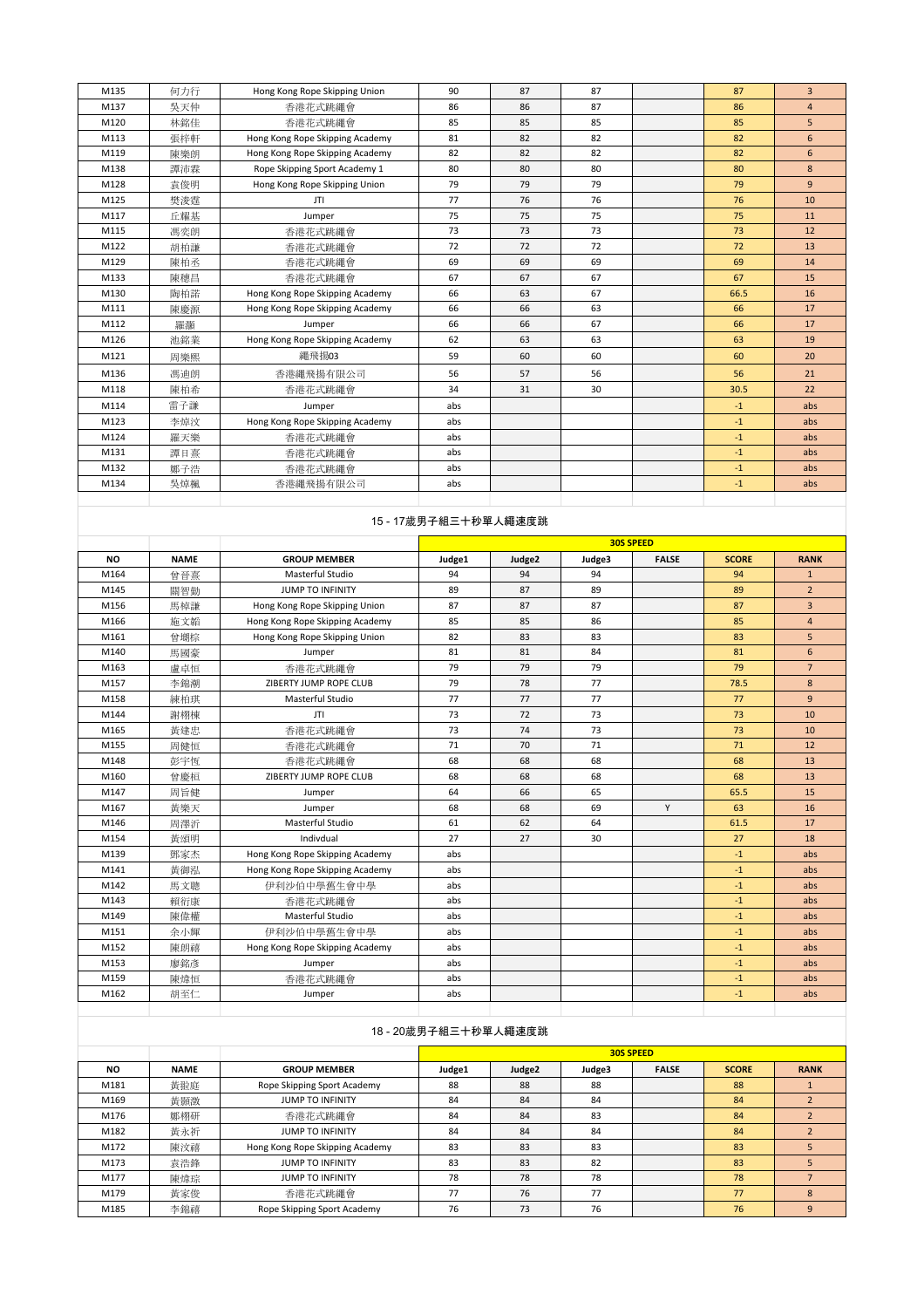| M135 | 何力行 | Hong Kong Rope Skipping Union | 90 | 87 | 87 | | 87 | 3 |
|---|---|---|---|---|---|---|---|---|
| M137 | 吳天仲 | 香港花式跳繩會 | 86 | 86 | 87 | | 86 | 4 |
| M120 | 林銘佳 | 香港花式跳繩會 | 85 | 85 | 85 | | 85 | 5 |
| M113 | 張梓軒 | Hong Kong Rope Skipping Academy | 81 | 82 | 82 | | 82 | 6 |
| M119 | 陳樂朗 | Hong Kong Rope Skipping Academy | 82 | 82 | 82 | | 82 | 6 |
| M138 | 譚沛霖 | Rope Skipping Sport Academy 1 | 80 | 80 | 80 | | 80 | 8 |
| M128 | 袁俊明 | Hong Kong Rope Skipping Union | 79 | 79 | 79 | | 79 | 9 |
| M125 | 樊浚霆 | JTI | 77 | 76 | 76 | | 76 | 10 |
| M117 | 丘耀基 | Jumper | 75 | 75 | 75 | | 75 | 11 |
| M115 | 馮奕朗 | 香港花式跳繩會 | 73 | 73 | 73 | | 73 | 12 |
| M122 | 胡柏謙 | 香港花式跳繩會 | 72 | 72 | 72 | | 72 | 13 |
| M129 | 陳柏丞 | 香港花式跳繩會 | 69 | 69 | 69 | | 69 | 14 |
| M133 | 陳穗昌 | 香港花式跳繩會 | 67 | 67 | 67 | | 67 | 15 |
| M130 | 陶柏諾 | Hong Kong Rope Skipping Academy | 66 | 63 | 67 | | 66.5 | 16 |
| M111 | 陳慶源 | Hong Kong Rope Skipping Academy | 66 | 66 | 63 | | 66 | 17 |
| M112 | 羅灝 | Jumper | 66 | 66 | 67 | | 66 | 17 |
| M126 | 池銘業 | Hong Kong Rope Skipping Academy | 62 | 63 | 63 | | 63 | 19 |
| M121 | 周樂熙 | 繩飛揚03 | 59 | 60 | 60 | | 60 | 20 |
| M136 | 馮迪朗 | 香港繩飛揚有限公司 | 56 | 57 | 56 | | 56 | 21 |
| M118 | 陳柏希 | 香港花式跳繩會 | 34 | 31 | 30 | | 30.5 | 22 |
| M114 | 雷子謙 | Jumper | abs | | | | -1 | abs |
| M123 | 李焯汶 | Hong Kong Rope Skipping Academy | abs | | | | -1 | abs |
| M124 | 羅天樂 | 香港花式跳繩會 | abs | | | | -1 | abs |
| M131 | 譚日熹 | 香港花式跳繩會 | abs | | | | -1 | abs |
| M132 | 鄭子浩 | 香港花式跳繩會 | abs | | | | -1 | abs |
| M134 | 吳焯楓 | 香港繩飛揚有限公司 | abs | | | | -1 | abs |

## 15 - 17歲男子組三十秒單人繩速度跳

| | | | 30S SPEED | | | | | |
|---|---|---|---|---|---|---|---|---|
| NO | NAME | GROUP MEMBER | Judge1 | Judge2 | Judge3 | FALSE | SCORE | RANK |
| M164 | 曾晉熹 | Masterful Studio | 94 | 94 | 94 | | 94 | 1 |
| M145 | 關智勤 | JUMP TO INFINITY | 89 | 87 | 89 | | 89 | 2 |
| M156 | 馬棹謙 | Hong Kong Rope Skipping Union | 87 | 87 | 87 | | 87 | 3 |
| M166 | 施文韜 | Hong Kong Rope Skipping Academy | 85 | 85 | 86 | | 85 | 4 |
| M161 | 曾堮棕 | Hong Kong Rope Skipping Union | 82 | 83 | 83 | | 83 | 5 |
| M140 | 馬國豪 | Jumper | 81 | 81 | 84 | | 81 | 6 |
| M163 | 盧卓恒 | 香港花式跳繩會 | 79 | 79 | 79 | | 79 | 7 |
| M157 | 李錦潮 | ZIBERTY JUMP ROPE CLUB | 79 | 78 | 77 | | 78.5 | 8 |
| M158 | 練柏琪 | Masterful Studio | 77 | 77 | 77 | | 77 | 9 |
| M144 | 謝栩棟 | JTI | 73 | 72 | 73 | | 73 | 10 |
| M165 | 黃建忠 | 香港花式跳繩會 | 73 | 74 | 73 | | 73 | 10 |
| M155 | 周健恒 | 香港花式跳繩會 | 71 | 70 | 71 | | 71 | 12 |
| M148 | 彭宇恆 | 香港花式跳繩會 | 68 | 68 | 68 | | 68 | 13 |
| M160 | 曾慶桓 | ZIBERTY JUMP ROPE CLUB | 68 | 68 | 68 | | 68 | 13 |
| M147 | 周旨健 | Jumper | 64 | 66 | 65 | | 65.5 | 15 |
| M167 | 黃樂天 | Jumper | 68 | 68 | 69 | Y | 63 | 16 |
| M146 | 周澤沂 | Masterful Studio | 61 | 62 | 64 | | 61.5 | 17 |
| M154 | 黃頌明 | Indivdual | 27 | 27 | 30 | | 27 | 18 |
| M139 | 鄧家杰 | Hong Kong Rope Skipping Academy | abs | | | | -1 | abs |
| M141 | 黃御泓 | Hong Kong Rope Skipping Academy | abs | | | | -1 | abs |
| M142 | 馬文聰 | 伊利沙伯中學舊生會中學 | abs | | | | -1 | abs |
| M143 | 賴衍康 | 香港花式跳繩會 | abs | | | | -1 | abs |
| M149 | 陳偉權 | Masterful Studio | abs | | | | -1 | abs |
| M151 | 余小輝 | 伊利沙伯中學舊生會中學 | abs | | | | -1 | abs |
| M152 | 陳朗禧 | Hong Kong Rope Skipping Academy | abs | | | | -1 | abs |
| M153 | 廖銘彥 | Jumper | abs | | | | -1 | abs |
| M159 | 陳煒恒 | 香港花式跳繩會 | abs | | | | -1 | abs |
| M162 | 胡至仁 | Jumper | abs | | | | -1 | abs |

## 18 - 20歲男子組三十秒單人繩速度跳

| | | | 30S SPEED | | | | | |
|---|---|---|---|---|---|---|---|---|
| NO | NAME | GROUP MEMBER | Judge1 | Judge2 | Judge3 | FALSE | SCORE | RANK |
| M181 | 黃翋庭 | Rope Skipping Sport Academy | 88 | 88 | 88 | | 88 | 1 |
| M169 | 黃顥激 | JUMP TO INFINITY | 84 | 84 | 84 | | 84 | 2 |
| M176 | 鄭栩研 | 香港花式跳繩會 | 84 | 84 | 83 | | 84 | 2 |
| M182 | 黃永祈 | JUMP TO INFINITY | 84 | 84 | 84 | | 84 | 2 |
| M172 | 陳汶禧 | Hong Kong Rope Skipping Academy | 83 | 83 | 83 | | 83 | 5 |
| M173 | 袁浩鋒 | JUMP TO INFINITY | 83 | 83 | 82 | | 83 | 5 |
| M177 | 陳煒琮 | JUMP TO INFINITY | 78 | 78 | 78 | | 78 | 7 |
| M179 | 黃家俊 | 香港花式跳繩會 | 77 | 76 | 77 | | 77 | 8 |
| M185 | 李錦禧 | Rope Skipping Sport Academy | 76 | 73 | 76 | | 76 | 9 |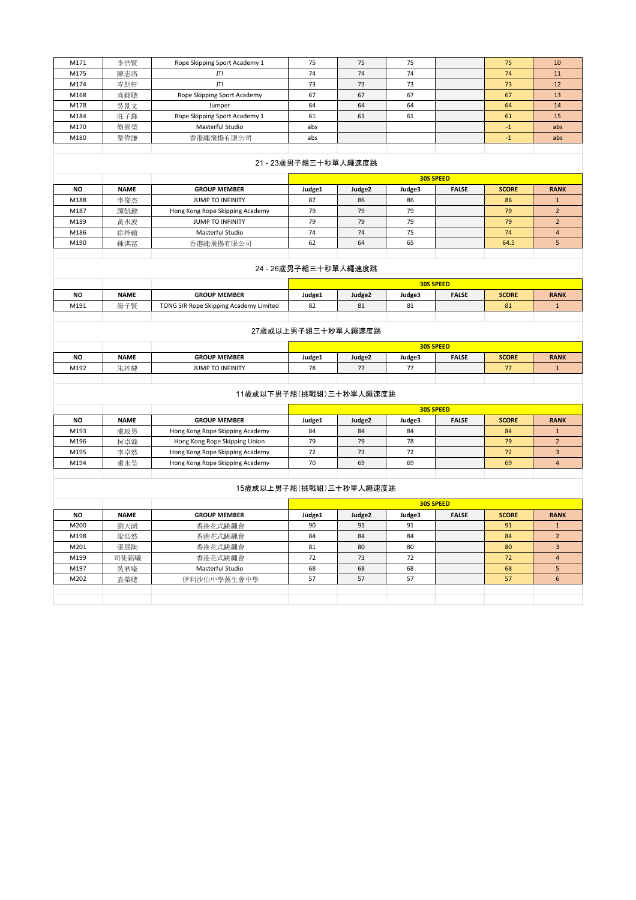| | | | | | | | | |
|---|---|---|---|---|---|---|---|---|
| M171 | 李浩賢 | Rope Skipping Sport Academy 1 | 75 | 75 | 75 | | 75 | 10 |
| M175 | 陳志洛 | JTI | 74 | 74 | 74 | | 74 | 11 |
| M174 | 岑朗軒 | JTI | 73 | 73 | 73 | | 73 | 12 |
| M168 | 高銘聰 | Rope Skipping Sport Academy | 67 | 67 | 67 | | 67 | 13 |
| M178 | 吳景文 | Jumper | 64 | 64 | 64 | | 64 | 14 |
| M184 | 莊子鋒 | Rope Skipping Sport Academy 1 | 61 | 61 | 61 | | 61 | 15 |
| M170 | 簡晉榮 | Masterful Studio | abs | | | | -1 | abs |
| M180 | 黎偉謙 | 香港繩飛揚有限公司 | abs | | | | -1 | abs |

## 21 - 23歲男子組三十秒單人繩速度跳

| | | | 30S SPEED | | | | | |
|---|---|---|---|---|---|---|---|---|
| **NO** | **NAME** | **GROUP MEMBER** | **Judge1** | **Judge2** | **Judge3** | **FALSE** | **SCORE** | **RANK** |
| M188 | 李俊杰 | JUMP TO INFINITY | 87 | 86 | 86 | | 86 | 1 |
| M187 | 譚凱鍵 | Hong Kong Rope Skipping Academy | 79 | 79 | 79 | | 79 | 2 |
| M189 | 黃水波 | JUMP TO INFINITY | 79 | 79 | 79 | | 79 | 2 |
| M186 | 徐梓禧 | Masterful Studio | 74 | 74 | 75 | | 74 | 4 |
| M190 | 鍾淇富 | 香港繩飛揚有限公司 | 62 | 64 | 65 | | 64.5 | 5 |

## 24 - 26歲男子組三十秒單人繩速度跳

| | | | 30S SPEED | | | | | |
|---|---|---|---|---|---|---|---|---|
| **NO** | **NAME** | **GROUP MEMBER** | **Judge1** | **Judge2** | **Judge3** | **FALSE** | **SCORE** | **RANK** |
| M191 | 湯子賢 | TONG SIR Rope Skipping Academy Limited | 82 | 81 | 81 | | 81 | 1 |

## 27歲或以上男子組三十秒單人繩速度跳

| | | | 30S SPEED | | | | | |
|---|---|---|---|---|---|---|---|---|
| **NO** | **NAME** | **GROUP MEMBER** | **Judge1** | **Judge2** | **Judge3** | **FALSE** | **SCORE** | **RANK** |
| M192 | 朱梓健 | JUMP TO INFINITY | 78 | 77 | 77 | | 77 | 1 |

## 11歲或以下男子組(挑戰組)三十秒單人繩速度跳

| | | | 30S SPEED | | | | | |
|---|---|---|---|---|---|---|---|---|
| **NO** | **NAME** | **GROUP MEMBER** | **Judge1** | **Judge2** | **Judge3** | **FALSE** | **SCORE** | **RANK** |
| M193 | 盧政男 | Hong Kong Rope Skipping Academy | 84 | 84 | 84 | | 84 | 1 |
| M196 | 柯卓霖 | Hong Kong Rope Skipping Union | 79 | 79 | 78 | | 79 | 2 |
| M195 | 李卓然 | Hong Kong Rope Skipping Academy | 72 | 73 | 72 | | 72 | 3 |
| M194 | 盧永旻 | Hong Kong Rope Skipping Academy | 70 | 69 | 69 | | 69 | 4 |

## 15歲或以上男子組(挑戰組)三十秒單人繩速度跳

| | | | 30S SPEED | | | | | |
|---|---|---|---|---|---|---|---|---|
| **NO** | **NAME** | **GROUP MEMBER** | **Judge1** | **Judge2** | **Judge3** | **FALSE** | **SCORE** | **RANK** |
| M200 | 劉天朗 | 香港花式跳繩會 | 90 | 91 | 91 | | 91 | 1 |
| M198 | 梁浩然 | 香港花式跳繩會 | 84 | 84 | 84 | | 84 | 2 |
| M201 | 張展陶 | 香港花式跳繩會 | 81 | 80 | 80 | | 80 | 3 |
| M199 | 司徒銘曦 | 香港花式跳繩會 | 72 | 73 | 72 | | 72 | 4 |
| M197 | 吳君壕 | Masterful Studio | 68 | 68 | 68 | | 68 | 5 |
| M202 | 袁棨聰 | 伊利沙伯中學舊生會中學 | 57 | 57 | 57 | | 57 | 6 |